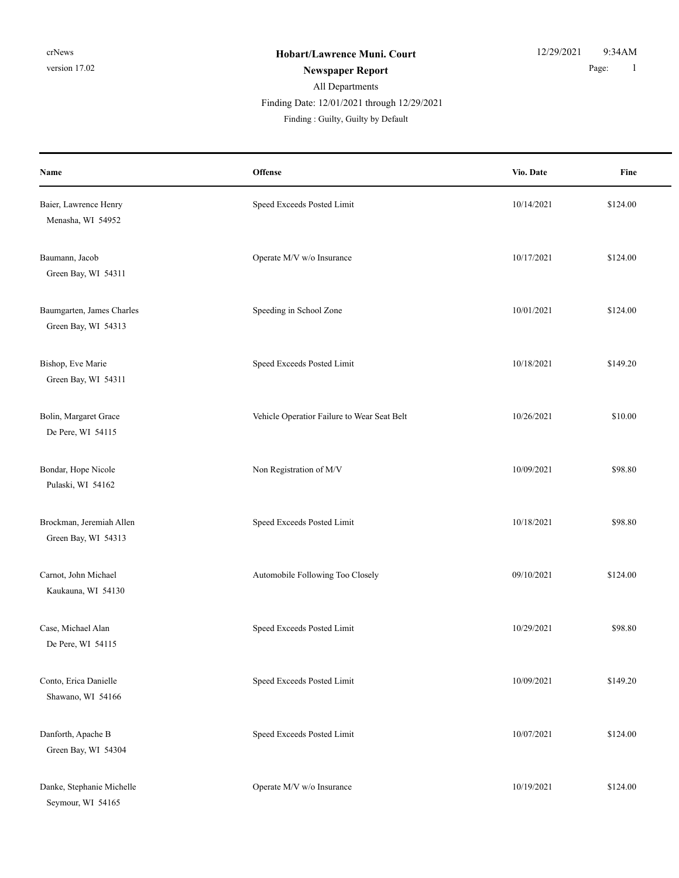**Hobart/Lawrence Muni. Court**

**Newspaper Report**

All Departments

Finding Date: 12/01/2021 through 12/29/2021

Finding : Guilty, Guilty by Default

| Name | Offense | Vio. Date | Fine |
|---|---|---|---|
| Baier, Lawrence Henry<br>Menasha, WI 54952 | Speed Exceeds Posted Limit | 10/14/2021 | $124.00 |
| Baumann, Jacob<br>Green Bay, WI 54311 | Operate M/V w/o Insurance | 10/17/2021 | $124.00 |
| Baumgarten, James Charles<br>Green Bay, WI 54313 | Speeding in School Zone | 10/01/2021 | $124.00 |
| Bishop, Eve Marie<br>Green Bay, WI 54311 | Speed Exceeds Posted Limit | 10/18/2021 | $149.20 |
| Bolin, Margaret Grace<br>De Pere, WI 54115 | Vehicle Operatior Failure to Wear Seat Belt | 10/26/2021 | $10.00 |
| Bondar, Hope Nicole<br>Pulaski, WI 54162 | Non Registration of M/V | 10/09/2021 | $98.80 |
| Brockman, Jeremiah Allen<br>Green Bay, WI 54313 | Speed Exceeds Posted Limit | 10/18/2021 | $98.80 |
| Carnot, John Michael<br>Kaukauna, WI 54130 | Automobile Following Too Closely | 09/10/2021 | $124.00 |
| Case, Michael Alan<br>De Pere, WI 54115 | Speed Exceeds Posted Limit | 10/29/2021 | $98.80 |
| Conto, Erica Danielle<br>Shawano, WI 54166 | Speed Exceeds Posted Limit | 10/09/2021 | $149.20 |
| Danforth, Apache B<br>Green Bay, WI 54304 | Speed Exceeds Posted Limit | 10/07/2021 | $124.00 |
| Danke, Stephanie Michelle<br>Seymour, WI 54165 | Operate M/V w/o Insurance | 10/19/2021 | $124.00 |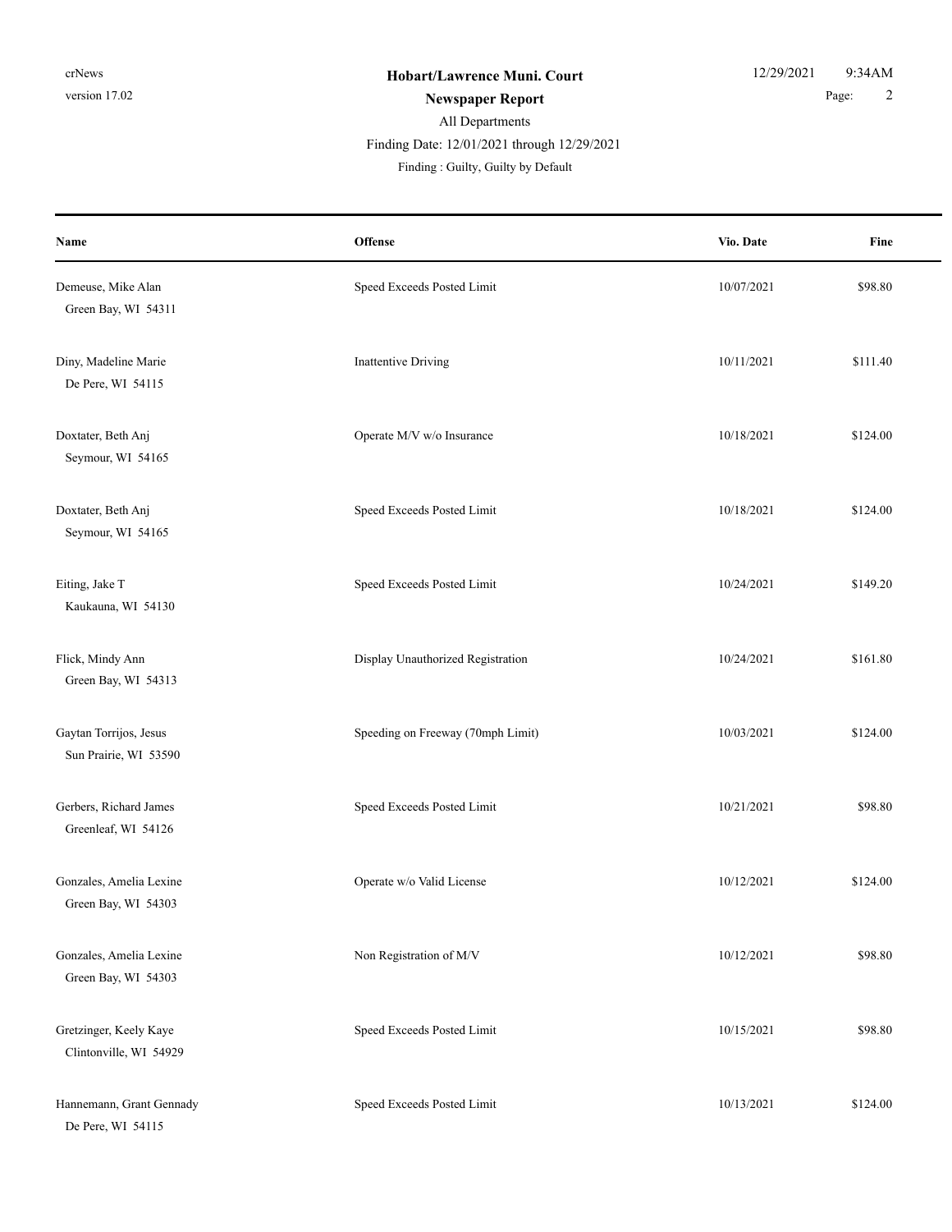**Hobart/Lawrence Muni. Court**

**Newspaper Report**

All Departments

Finding Date: 12/01/2021 through 12/29/2021

Finding : Guilty, Guilty by Default

| Name | Offense | Vio. Date | Fine |
|---|---|---|---|
| Demeuse, Mike Alan<br>Green Bay, WI 54311 | Speed Exceeds Posted Limit | 10/07/2021 | $98.80 |
| Diny, Madeline Marie<br>De Pere, WI 54115 | Inattentive Driving | 10/11/2021 | $111.40 |
| Doxtater, Beth Anj<br>Seymour, WI 54165 | Operate M/V w/o Insurance | 10/18/2021 | $124.00 |
| Doxtater, Beth Anj<br>Seymour, WI 54165 | Speed Exceeds Posted Limit | 10/18/2021 | $124.00 |
| Eiting, Jake T<br>Kaukauna, WI 54130 | Speed Exceeds Posted Limit | 10/24/2021 | $149.20 |
| Flick, Mindy Ann<br>Green Bay, WI 54313 | Display Unauthorized Registration | 10/24/2021 | $161.80 |
| Gaytan Torrijos, Jesus<br>Sun Prairie, WI 53590 | Speeding on Freeway (70mph Limit) | 10/03/2021 | $124.00 |
| Gerbers, Richard James<br>Greenleaf, WI 54126 | Speed Exceeds Posted Limit | 10/21/2021 | $98.80 |
| Gonzales, Amelia Lexine<br>Green Bay, WI 54303 | Operate w/o Valid License | 10/12/2021 | $124.00 |
| Gonzales, Amelia Lexine<br>Green Bay, WI 54303 | Non Registration of M/V | 10/12/2021 | $98.80 |
| Gretzinger, Keely Kaye<br>Clintonville, WI 54929 | Speed Exceeds Posted Limit | 10/15/2021 | $98.80 |
| Hannemann, Grant Gennady<br>De Pere, WI 54115 | Speed Exceeds Posted Limit | 10/13/2021 | $124.00 |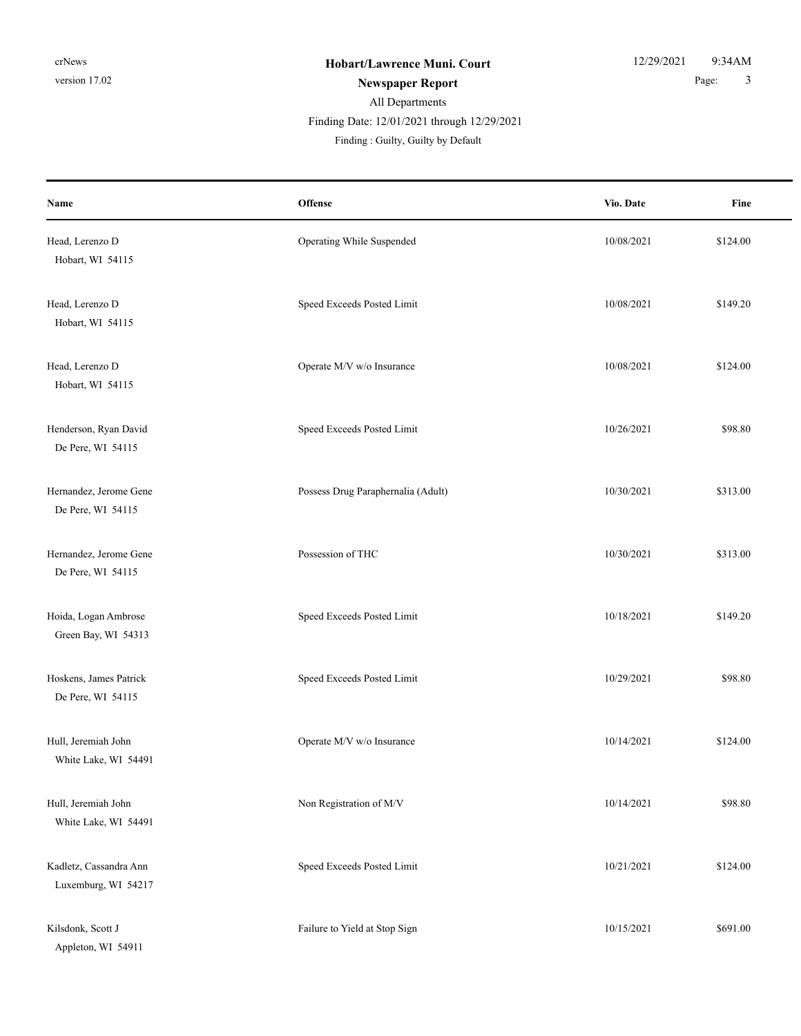**Hobart/Lawrence Muni. Court**

**Newspaper Report**

All Departments

Finding Date: 12/01/2021 through 12/29/2021

Finding : Guilty, Guilty by Default

| Name | Offense | Vio. Date | Fine |
|---|---|---|---|
| Head, Lerenzo D<br>Hobart, WI 54115 | Operating While Suspended | 10/08/2021 | $124.00 |
| Head, Lerenzo D<br>Hobart, WI 54115 | Speed Exceeds Posted Limit | 10/08/2021 | $149.20 |
| Head, Lerenzo D<br>Hobart, WI 54115 | Operate M/V w/o Insurance | 10/08/2021 | $124.00 |
| Henderson, Ryan David<br>De Pere, WI 54115 | Speed Exceeds Posted Limit | 10/26/2021 | $98.80 |
| Hernandez, Jerome Gene<br>De Pere, WI 54115 | Possess Drug Paraphernalia (Adult) | 10/30/2021 | $313.00 |
| Hernandez, Jerome Gene<br>De Pere, WI 54115 | Possession of THC | 10/30/2021 | $313.00 |
| Hoida, Logan Ambrose<br>Green Bay, WI 54313 | Speed Exceeds Posted Limit | 10/18/2021 | $149.20 |
| Hoskens, James Patrick<br>De Pere, WI 54115 | Speed Exceeds Posted Limit | 10/29/2021 | $98.80 |
| Hull, Jeremiah John<br>White Lake, WI 54491 | Operate M/V w/o Insurance | 10/14/2021 | $124.00 |
| Hull, Jeremiah John<br>White Lake, WI 54491 | Non Registration of M/V | 10/14/2021 | $98.80 |
| Kadletz, Cassandra Ann<br>Luxemburg, WI 54217 | Speed Exceeds Posted Limit | 10/21/2021 | $124.00 |
| Kilsdonk, Scott J<br>Appleton, WI 54911 | Failure to Yield at Stop Sign | 10/15/2021 | $691.00 |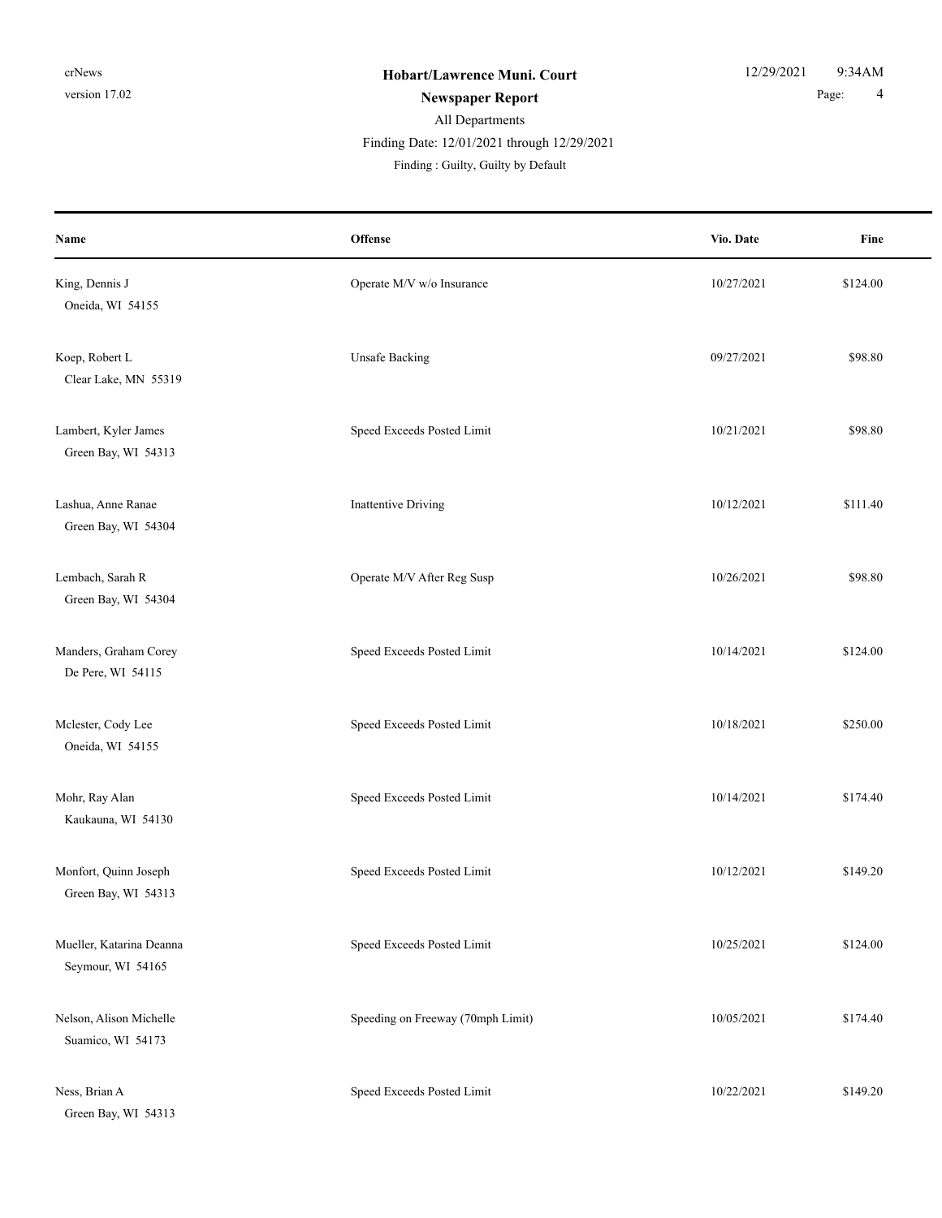| Name | Offense | Vio. Date | Fine |
|---|---|---|---|
| King, Dennis J<br>Oneida, WI 54155 | Operate M/V w/o Insurance | 10/27/2021 | $124.00 |
| Koep, Robert L<br>Clear Lake, MN 55319 | Unsafe Backing | 09/27/2021 | $98.80 |
| Lambert, Kyler James<br>Green Bay, WI 54313 | Speed Exceeds Posted Limit | 10/21/2021 | $98.80 |
| Lashua, Anne Ranae<br>Green Bay, WI 54304 | Inattentive Driving | 10/12/2021 | $111.40 |
| Lembach, Sarah R<br>Green Bay, WI 54304 | Operate M/V After Reg Susp | 10/26/2021 | $98.80 |
| Manders, Graham Corey<br>De Pere, WI 54115 | Speed Exceeds Posted Limit | 10/14/2021 | $124.00 |
| Mclester, Cody Lee<br>Oneida, WI 54155 | Speed Exceeds Posted Limit | 10/18/2021 | $250.00 |
| Mohr, Ray Alan<br>Kaukauna, WI 54130 | Speed Exceeds Posted Limit | 10/14/2021 | $174.40 |
| Monfort, Quinn Joseph<br>Green Bay, WI 54313 | Speed Exceeds Posted Limit | 10/12/2021 | $149.20 |
| Mueller, Katarina Deanna<br>Seymour, WI 54165 | Speed Exceeds Posted Limit | 10/25/2021 | $124.00 |
| Nelson, Alison Michelle<br>Suamico, WI 54173 | Speeding on Freeway (70mph Limit) | 10/05/2021 | $174.40 |
| Ness, Brian A<br>Green Bay, WI 54313 | Speed Exceeds Posted Limit | 10/22/2021 | $149.20 |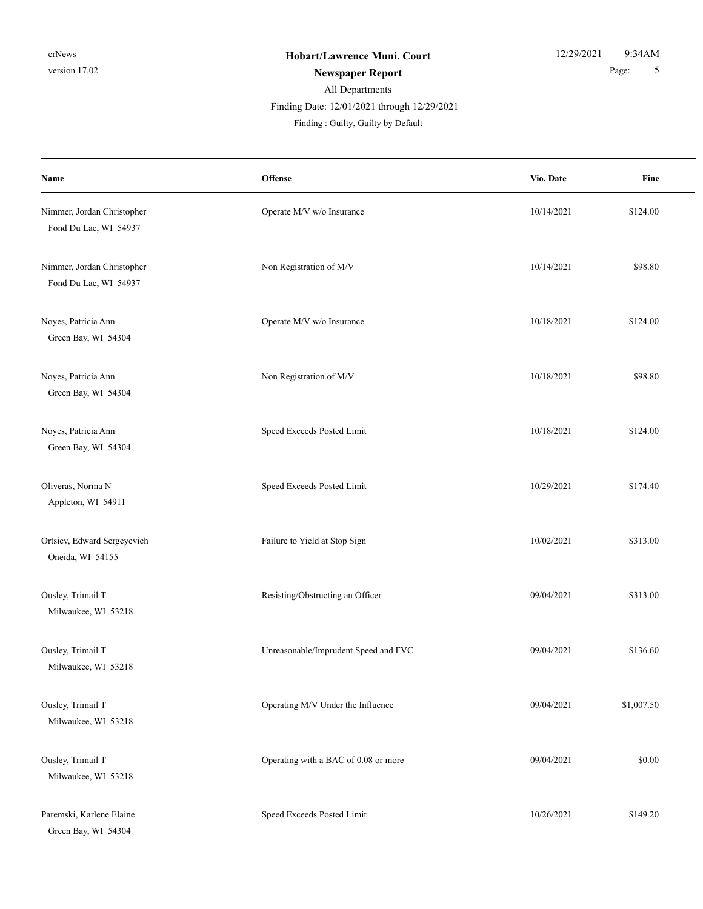# Hobart/Lawrence Muni. Court

**Newspaper Report**

All Departments

Finding Date: 12/01/2021 through 12/29/2021

Finding : Guilty, Guilty by Default

| Name | Offense | Vio. Date | Fine |
|---|---|---|---|
| Nimmer, Jordan Christopher<br>Fond Du Lac, WI 54937 | Operate M/V w/o Insurance | 10/14/2021 | $124.00 |
| Nimmer, Jordan Christopher<br>Fond Du Lac, WI 54937 | Non Registration of M/V | 10/14/2021 | $98.80 |
| Noyes, Patricia Ann<br>Green Bay, WI 54304 | Operate M/V w/o Insurance | 10/18/2021 | $124.00 |
| Noyes, Patricia Ann<br>Green Bay, WI 54304 | Non Registration of M/V | 10/18/2021 | $98.80 |
| Noyes, Patricia Ann<br>Green Bay, WI 54304 | Speed Exceeds Posted Limit | 10/18/2021 | $124.00 |
| Oliveras, Norma N<br>Appleton, WI 54911 | Speed Exceeds Posted Limit | 10/29/2021 | $174.40 |
| Ortsiev, Edward Sergeyevich<br>Oneida, WI 54155 | Failure to Yield at Stop Sign | 10/02/2021 | $313.00 |
| Ousley, Trimail T<br>Milwaukee, WI 53218 | Resisting/Obstructing an Officer | 09/04/2021 | $313.00 |
| Ousley, Trimail T<br>Milwaukee, WI 53218 | Unreasonable/Imprudent Speed and FVC | 09/04/2021 | $136.60 |
| Ousley, Trimail T<br>Milwaukee, WI 53218 | Operating M/V Under the Influence | 09/04/2021 | $1,007.50 |
| Ousley, Trimail T<br>Milwaukee, WI 53218 | Operating with a BAC of 0.08 or more | 09/04/2021 | $0.00 |
| Paremski, Karlene Elaine<br>Green Bay, WI 54304 | Speed Exceeds Posted Limit | 10/26/2021 | $149.20 |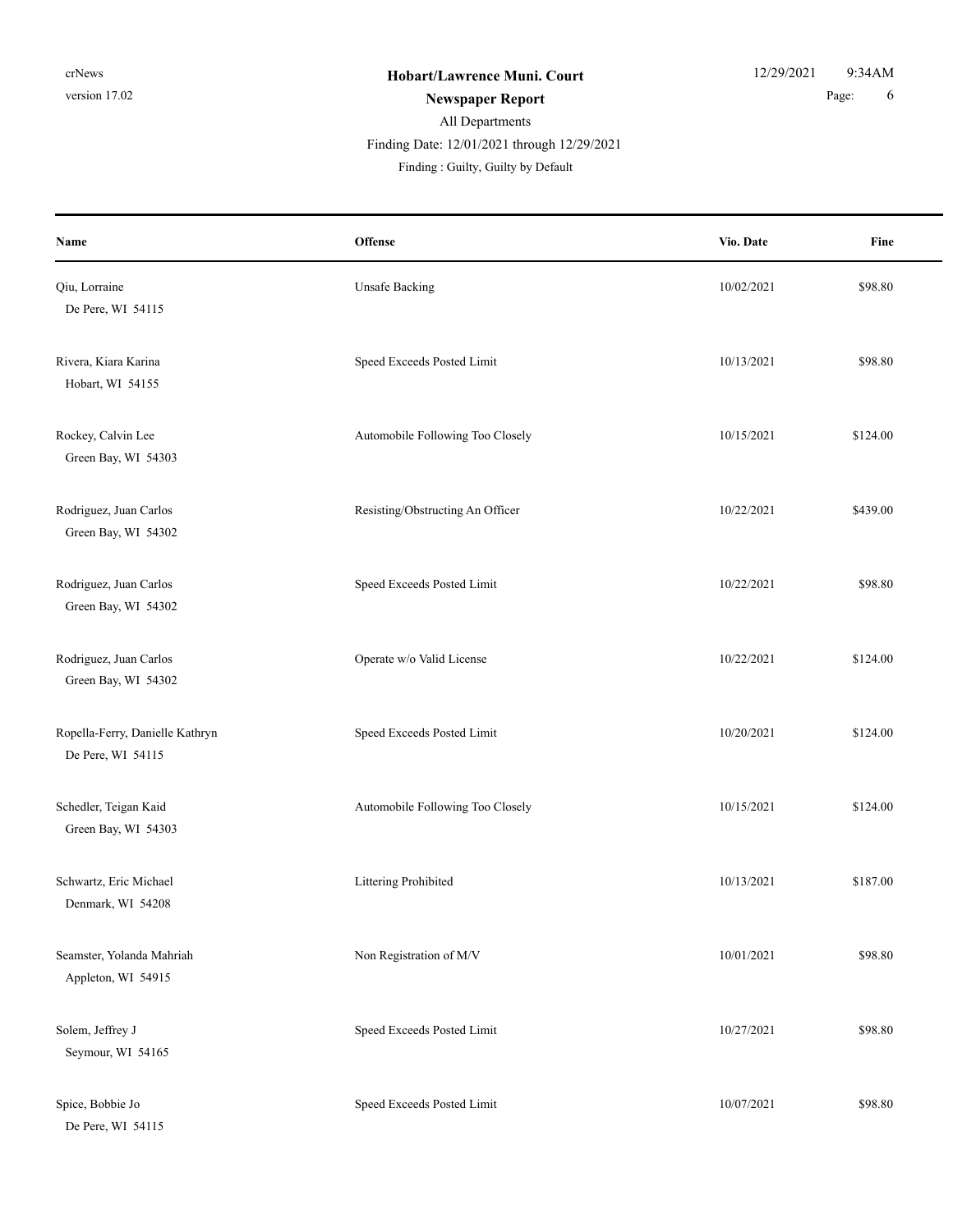| Name | Offense | Vio. Date | Fine |
|---|---|---|---|
| Qiu, Lorraine<br>De Pere, WI 54115 | Unsafe Backing | 10/02/2021 | $98.80 |
| Rivera, Kiara Karina<br>Hobart, WI 54155 | Speed Exceeds Posted Limit | 10/13/2021 | $98.80 |
| Rockey, Calvin Lee<br>Green Bay, WI 54303 | Automobile Following Too Closely | 10/15/2021 | $124.00 |
| Rodriguez, Juan Carlos<br>Green Bay, WI 54302 | Resisting/Obstructing An Officer | 10/22/2021 | $439.00 |
| Rodriguez, Juan Carlos<br>Green Bay, WI 54302 | Speed Exceeds Posted Limit | 10/22/2021 | $98.80 |
| Rodriguez, Juan Carlos<br>Green Bay, WI 54302 | Operate w/o Valid License | 10/22/2021 | $124.00 |
| Ropella-Ferry, Danielle Kathryn<br>De Pere, WI 54115 | Speed Exceeds Posted Limit | 10/20/2021 | $124.00 |
| Schedler, Teigan Kaid<br>Green Bay, WI 54303 | Automobile Following Too Closely | 10/15/2021 | $124.00 |
| Schwartz, Eric Michael<br>Denmark, WI 54208 | Littering Prohibited | 10/13/2021 | $187.00 |
| Seamster, Yolanda Mahriah<br>Appleton, WI 54915 | Non Registration of M/V | 10/01/2021 | $98.80 |
| Solem, Jeffrey J<br>Seymour, WI 54165 | Speed Exceeds Posted Limit | 10/27/2021 | $98.80 |
| Spice, Bobbie Jo<br>De Pere, WI 54115 | Speed Exceeds Posted Limit | 10/07/2021 | $98.80 |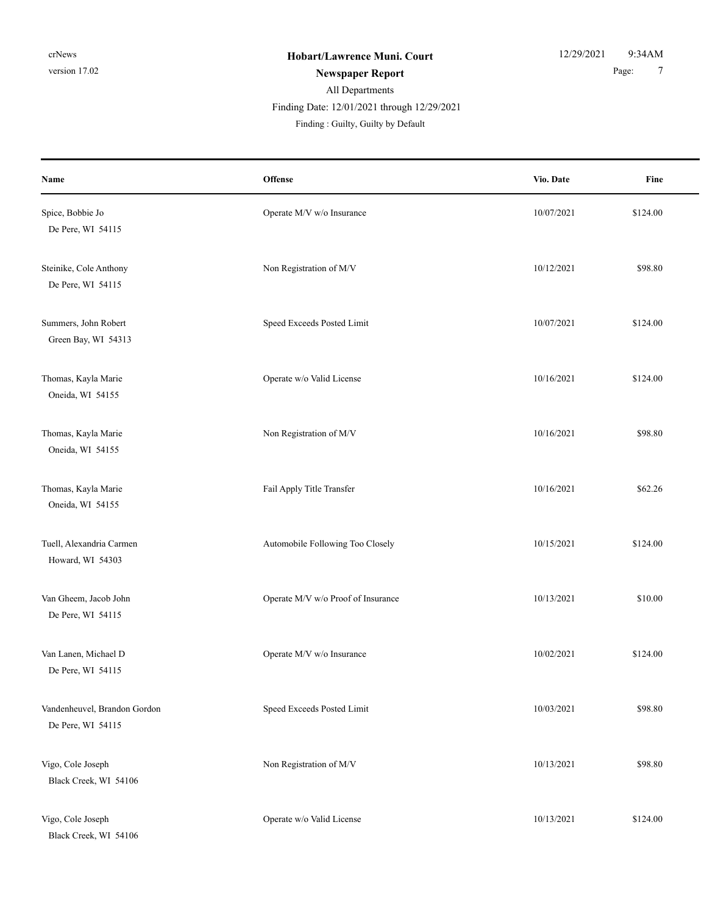**Hobart/Lawrence Muni. Court**

**Newspaper Report**

All Departments

Finding Date: 12/01/2021 through 12/29/2021

Finding : Guilty, Guilty by Default

| Name | Offense | Vio. Date | Fine |
|---|---|---|---|
| Spice, Bobbie Jo<br>De Pere, WI 54115 | Operate M/V w/o Insurance | 10/07/2021 | $124.00 |
| Steinike, Cole Anthony<br>De Pere, WI 54115 | Non Registration of M/V | 10/12/2021 | $98.80 |
| Summers, John Robert<br>Green Bay, WI 54313 | Speed Exceeds Posted Limit | 10/07/2021 | $124.00 |
| Thomas, Kayla Marie<br>Oneida, WI 54155 | Operate w/o Valid License | 10/16/2021 | $124.00 |
| Thomas, Kayla Marie<br>Oneida, WI 54155 | Non Registration of M/V | 10/16/2021 | $98.80 |
| Thomas, Kayla Marie<br>Oneida, WI 54155 | Fail Apply Title Transfer | 10/16/2021 | $62.26 |
| Tuell, Alexandria Carmen<br>Howard, WI 54303 | Automobile Following Too Closely | 10/15/2021 | $124.00 |
| Van Gheem, Jacob John<br>De Pere, WI 54115 | Operate M/V w/o Proof of Insurance | 10/13/2021 | $10.00 |
| Van Lanen, Michael D<br>De Pere, WI 54115 | Operate M/V w/o Insurance | 10/02/2021 | $124.00 |
| Vandenheuvel, Brandon Gordon<br>De Pere, WI 54115 | Speed Exceeds Posted Limit | 10/03/2021 | $98.80 |
| Vigo, Cole Joseph<br>Black Creek, WI 54106 | Non Registration of M/V | 10/13/2021 | $98.80 |
| Vigo, Cole Joseph<br>Black Creek, WI 54106 | Operate w/o Valid License | 10/13/2021 | $124.00 |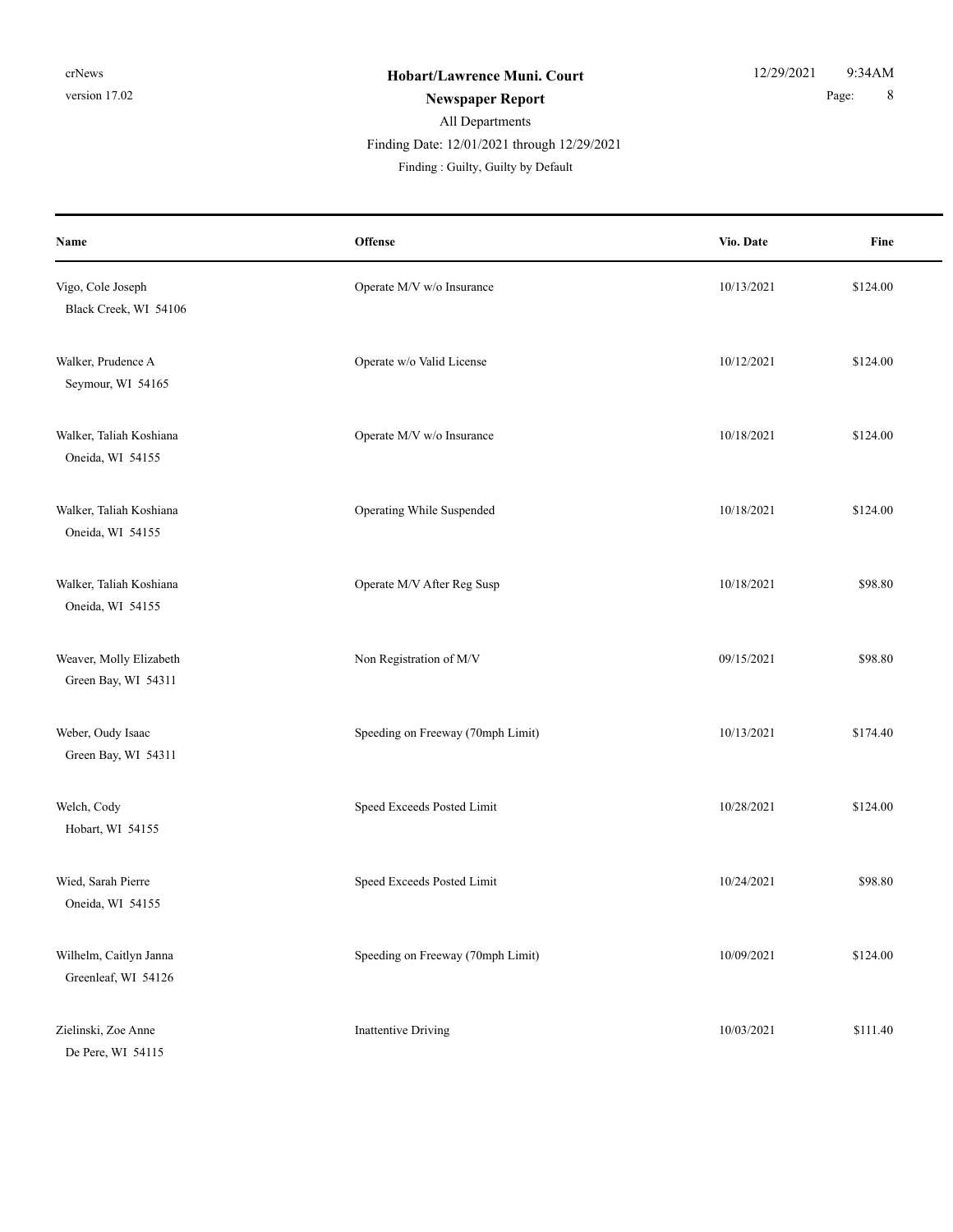| Name | Offense | Vio. Date | Fine |
| --- | --- | --- | --- |
| Vigo, Cole Joseph<br>Black Creek, WI 54106 | Operate M/V w/o Insurance | 10/13/2021 | $124.00 |
| Walker, Prudence A<br>Seymour, WI 54165 | Operate w/o Valid License | 10/12/2021 | $124.00 |
| Walker, Taliah Koshiana<br>Oneida, WI 54155 | Operate M/V w/o Insurance | 10/18/2021 | $124.00 |
| Walker, Taliah Koshiana<br>Oneida, WI 54155 | Operating While Suspended | 10/18/2021 | $124.00 |
| Walker, Taliah Koshiana<br>Oneida, WI 54155 | Operate M/V After Reg Susp | 10/18/2021 | $98.80 |
| Weaver, Molly Elizabeth<br>Green Bay, WI 54311 | Non Registration of M/V | 09/15/2021 | $98.80 |
| Weber, Oudy Isaac<br>Green Bay, WI 54311 | Speeding on Freeway (70mph Limit) | 10/13/2021 | $174.40 |
| Welch, Cody<br>Hobart, WI 54155 | Speed Exceeds Posted Limit | 10/28/2021 | $124.00 |
| Wied, Sarah Pierre<br>Oneida, WI 54155 | Speed Exceeds Posted Limit | 10/24/2021 | $98.80 |
| Wilhelm, Caitlyn Janna<br>Greenleaf, WI 54126 | Speeding on Freeway (70mph Limit) | 10/09/2021 | $124.00 |
| Zielinski, Zoe Anne<br>De Pere, WI 54115 | Inattentive Driving | 10/03/2021 | $111.40 |